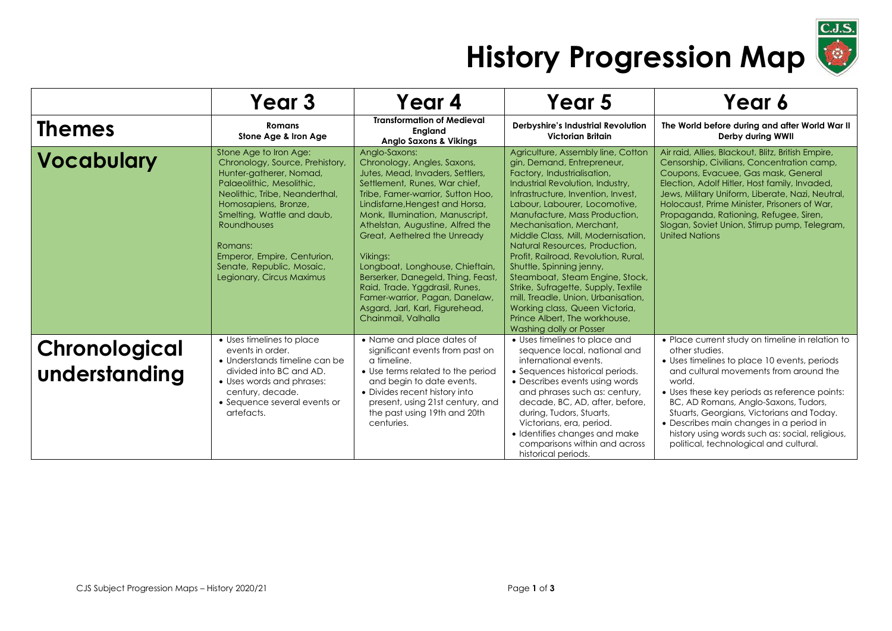# History Progression Map

| | Year 3 | Year 4 | Year 5 | Year 6 |
|---|---|---|---|---|
| **Themes** | **Romans**<br>**Stone Age & Iron Age** | **Transformation of Medieval England**<br>**Anglo Saxons & Vikings** | **Derbyshire's Industrial Revolution**<br>**Victorian Britain** | **The World before during and after World War II**<br>**Derby during WWII** |
| **Vocabulary** | Stone Age to Iron Age:<br>Chronology, Source, Prehistory, Hunter-gatherer, Nomad, Palaeolithic, Mesolithic, Neolithic, Tribe, Neanderthal, Homosapiens, Bronze, Smelting, Wattle and daub, Roundhouses<br><br>Romans:<br>Emperor, Empire, Centurion, Senate, Republic, Mosaic, Legionary, Circus Maximus | Anglo-Saxons:<br>Chronology, Angles, Saxons, Jutes, Mead, Invaders, Settlers, Settlement, Runes, War chief, Tribe, Famer-warrior, Sutton Hoo, Lindisfarne,Hengest and Horsa, Monk, Illumination, Manuscript, Athelstan, Augustine, Alfred the Great, Aethelred the Unready<br><br>Vikings:<br>Longboat, Longhouse, Chieftain, Berserker, Danegeld, Thing, Feast, Raid, Trade, Yggdrasil, Runes, Famer-warrior, Pagan, Danelaw, Asgard, Jarl, Karl, Figurehead, Chainmail, Valhalla | Agriculture, Assembly line, Cotton gin, Demand, Entrepreneur, Factory, Industrialisation, Industrial Revolution, Industry, Infrastructure, Invention, Invest, Labour, Labourer, Locomotive, Manufacture, Mass Production, Mechanisation, Merchant, Middle Class, Mill, Modernisation, Natural Resources, Production, Profit, Railroad, Revolution, Rural, Shuttle, Spinning jenny, Steamboat, Steam Engine, Stock, Strike, Sufragette, Supply, Textile mill, Treadle, Union, Urbanisation, Working class, Queen Victoria, Prince Albert, The workhouse, Washing dolly or Posser | Air raid, Allies, Blackout, Blitz, British Empire, Censorship, Civilians, Concentration camp, Coupons, Evacuee, Gas mask, General Election, Adolf Hitler, Host family, Invaded, Jews, Military Uniform, Liberate, Nazi, Neutral, Holocaust, Prime Minister, Prisoners of War, Propaganda, Rationing, Refugee, Siren, Slogan, Soviet Union, Stirrup pump, Telegram, United Nations |
| **Chronological understanding** | • Uses timelines to place events in order.<br>• Understands timeline can be divided into BC and AD.<br>• Uses words and phrases: century, decade.<br>• Sequence several events or artefacts. | • Name and place dates of significant events from past on a timeline.<br>• Use terms related to the period and begin to date events.<br>• Divides recent history into present, using 21st century, and the past using 19th and 20th centuries. | • Uses timelines to place and sequence local, national and international events.<br>• Sequences historical periods.<br>• Describes events using words and phrases such as: century, decade, BC, AD, after, before, during, Tudors, Stuarts, Victorians, era, period.<br>• Identifies changes and make comparisons within and across historical periods. | • Place current study on timeline in relation to other studies.<br>• Uses timelines to place 10 events, periods and cultural movements from around the world.<br>• Uses these key periods as reference points: BC, AD Romans, Anglo-Saxons, Tudors, Stuarts, Georgians, Victorians and Today.<br>• Describes main changes in a period in history using words such as: social, religious, political, technological and cultural. |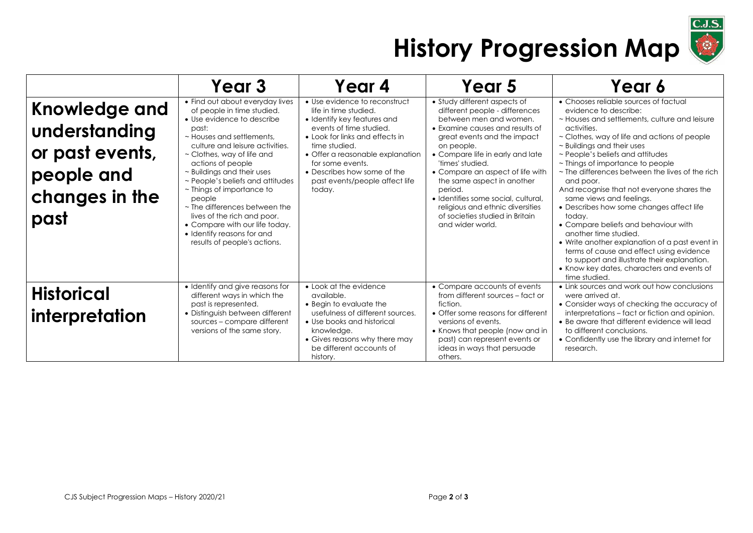# History Progression Map

| | Year 3 | Year 4 | Year 5 | Year 6 |
|---|---|---|---|---|
| **Knowledge and understanding or past events, people and changes in the past** | • Find out about everyday lives of people in time studied.<br>• Use evidence to describe past:<br>~ Houses and settlements, culture and leisure activities.<br>~ Clothes, way of life and actions of people<br>~ Buildings and their uses<br>~ People's beliefs and attitudes<br>~ Things of importance to people<br>~ The differences between the lives of the rich and poor.<br>• Compare with our life today.<br>• Identify reasons for and results of people's actions. | • Use evidence to reconstruct life in time studied.<br>• Identify key features and events of time studied.<br>• Look for links and effects in time studied.<br>• Offer a reasonable explanation for some events.<br>• Describes how some of the past events/people affect life today. | • Study different aspects of different people - differences between men and women.<br>• Examine causes and results of great events and the impact on people.<br>• Compare life in early and late 'times' studied.<br>• Compare an aspect of life with the same aspect in another period.<br>• Identifies some social, cultural, religious and ethnic diversities of societies studied in Britain and wider world. | • Chooses reliable sources of factual evidence to describe:<br>~ Houses and settlements, culture and leisure activities.<br>~ Clothes, way of life and actions of people<br>~ Buildings and their uses<br>~ People's beliefs and attitudes<br>~ Things of importance to people<br>~ The differences between the lives of the rich and poor.<br>And recognise that not everyone shares the same views and feelings.<br>• Describes how some changes affect life today.<br>• Compare beliefs and behaviour with another time studied.<br>• Write another explanation of a past event in terms of cause and effect using evidence to support and illustrate their explanation.<br>• Know key dates, characters and events of time studied. |
| **Historical interpretation** | • Identify and give reasons for different ways in which the past is represented.<br>• Distinguish between different sources – compare different versions of the same story. | • Look at the evidence available.<br>• Begin to evaluate the usefulness of different sources.<br>• Use books and historical knowledge.<br>• Gives reasons why there may be different accounts of history. | • Compare accounts of events from different sources – fact or fiction.<br>• Offer some reasons for different versions of events.<br>• Knows that people (now and in past) can represent events or ideas in ways that persuade others. | • Link sources and work out how conclusions were arrived at.<br>• Consider ways of checking the accuracy of interpretations – fact or fiction and opinion.<br>• Be aware that different evidence will lead to different conclusions.<br>• Confidently use the library and internet for research. |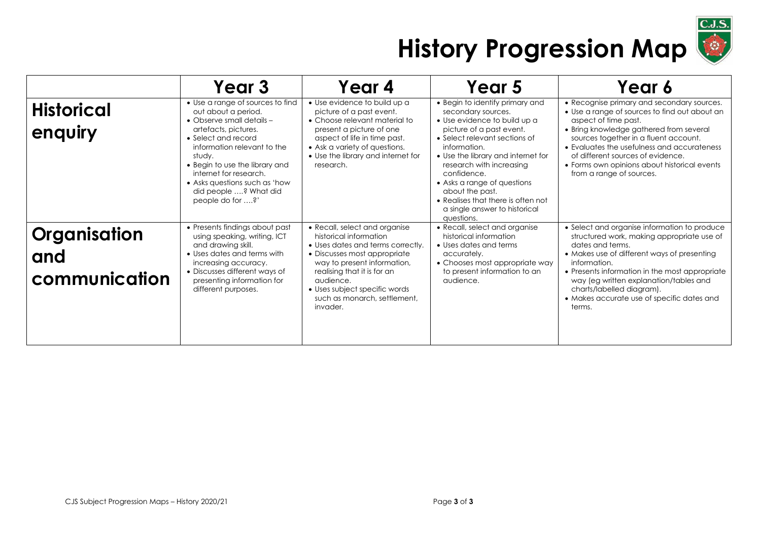# History Progression Map

| | Year 3 | Year 4 | Year 5 | Year 6 |
|---|---|---|---|---|
| **Historical enquiry** | • Use a range of sources to find out about a period.<br>• Observe small details – artefacts, pictures.<br>• Select and record information relevant to the study.<br>• Begin to use the library and internet for research.<br>• Asks questions such as 'how did people ….? What did people do for ….?' | • Use evidence to build up a picture of a past event.<br>• Choose relevant material to present a picture of one aspect of life in time past.<br>• Ask a variety of questions.<br>• Use the library and internet for research. | • Begin to identify primary and secondary sources.<br>• Use evidence to build up a picture of a past event.<br>• Select relevant sections of information.<br>• Use the library and internet for research with increasing confidence.<br>• Asks a range of questions about the past.<br>• Realises that there is often not a single answer to historical questions. | • Recognise primary and secondary sources.<br>• Use a range of sources to find out about an aspect of time past.<br>• Bring knowledge gathered from several sources together in a fluent account.<br>• Evaluates the usefulness and accurateness of different sources of evidence.<br>• Forms own opinions about historical events from a range of sources. |
| **Organisation and communication** | • Presents findings about past using speaking, writing, ICT and drawing skill.<br>• Uses dates and terms with increasing accuracy.<br>• Discusses different ways of presenting information for different purposes. | • Recall, select and organise historical information<br>• Uses dates and terms correctly.<br>• Discusses most appropriate way to present information, realising that it is for an audience.<br>• Uses subject specific words such as monarch, settlement, invader. | • Recall, select and organise historical information<br>• Uses dates and terms accurately.<br>• Chooses most appropriate way to present information to an audience. | • Select and organise information to produce structured work, making appropriate use of dates and terms.<br>• Makes use of different ways of presenting information.<br>• Presents information in the most appropriate way (eg written explanation/tables and charts/labelled diagram).<br>• Makes accurate use of specific dates and terms. |